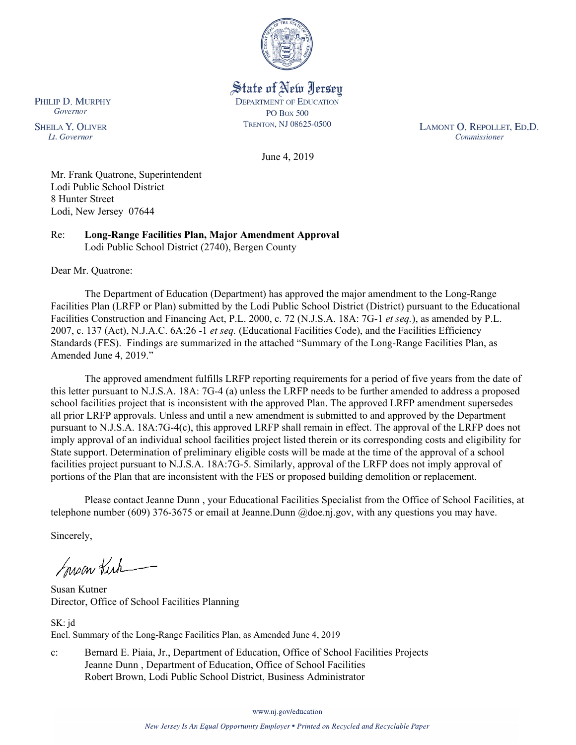State of New Jersey
DEPARTMENT OF EDUCATION
PO BOX 500
TRENTON, NJ 08625-0500

PHILIP D. MURPHY
*Governor*

SHEILA Y. OLIVER
*Lt. Governor*

LAMONT O. REPOLLET, ED.D.
*Commissioner*

June 4, 2019

Mr. Frank Quatrone, Superintendent
Lodi Public School District
8 Hunter Street
Lodi, New Jersey 07644

Re: **Long-Range Facilities Plan, Major Amendment Approval**
Lodi Public School District (2740), Bergen County

Dear Mr. Quatrone:

The Department of Education (Department) has approved the major amendment to the Long-Range Facilities Plan (LRFP or Plan) submitted by the Lodi Public School District (District) pursuant to the Educational Facilities Construction and Financing Act, P.L. 2000, c. 72 (N.J.S.A. 18A: 7G-1 *et seq.*), as amended by P.L. 2007, c. 137 (Act), N.J.A.C. 6A:26 -1 *et seq.* (Educational Facilities Code), and the Facilities Efficiency Standards (FES). Findings are summarized in the attached "Summary of the Long-Range Facilities Plan, as Amended June 4, 2019."

The approved amendment fulfills LRFP reporting requirements for a period of five years from the date of this letter pursuant to N.J.S.A. 18A: 7G-4 (a) unless the LRFP needs to be further amended to address a proposed school facilities project that is inconsistent with the approved Plan. The approved LRFP amendment supersedes all prior LRFP approvals. Unless and until a new amendment is submitted to and approved by the Department pursuant to N.J.S.A. 18A:7G-4(c), this approved LRFP shall remain in effect. The approval of the LRFP does not imply approval of an individual school facilities project listed therein or its corresponding costs and eligibility for State support. Determination of preliminary eligible costs will be made at the time of the approval of a school facilities project pursuant to N.J.S.A. 18A:7G-5. Similarly, approval of the LRFP does not imply approval of portions of the Plan that are inconsistent with the FES or proposed building demolition or replacement.

Please contact Jeanne Dunn , your Educational Facilities Specialist from the Office of School Facilities, at telephone number (609) 376-3675 or email at Jeanne.Dunn @doe.nj.gov, with any questions you may have.

Sincerely,

Susan Kutner
Director, Office of School Facilities Planning

SK: jd
Encl. Summary of the Long-Range Facilities Plan, as Amended June 4, 2019

c: Bernard E. Piaia, Jr., Department of Education, Office of School Facilities Projects
Jeanne Dunn , Department of Education, Office of School Facilities
Robert Brown, Lodi Public School District, Business Administrator

www.nj.gov/education

*New Jersey Is An Equal Opportunity Employer • Printed on Recycled and Recyclable Paper*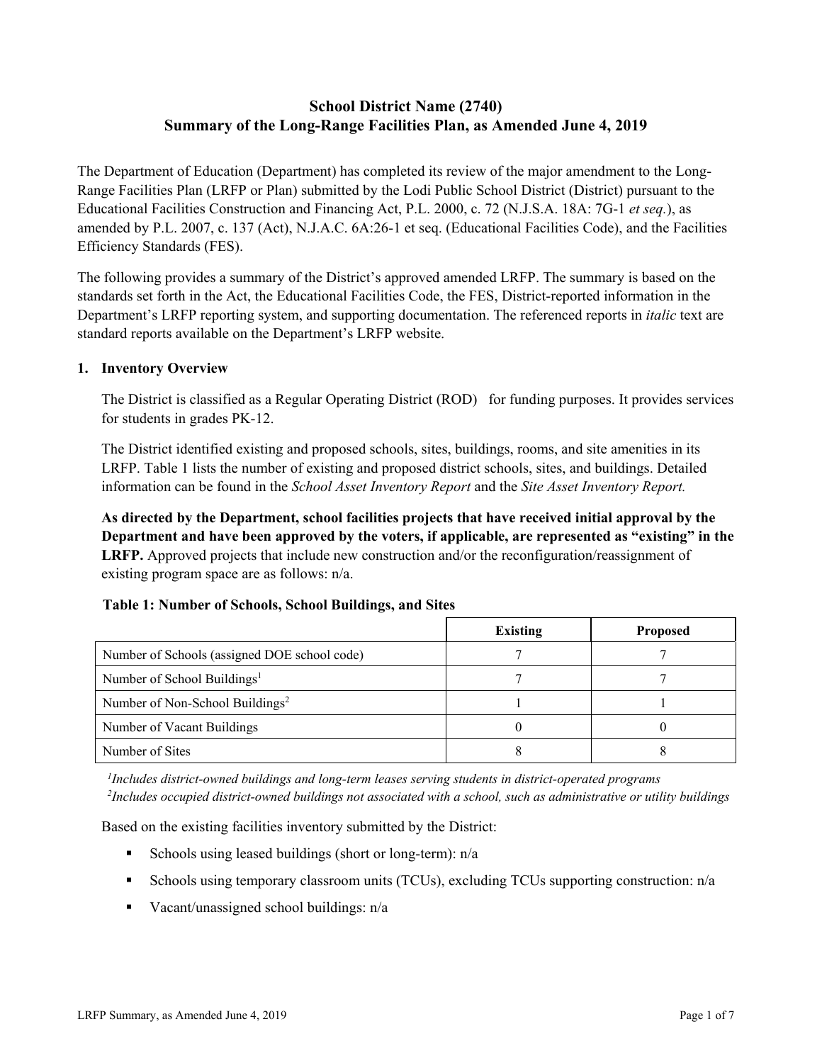# School District Name (2740)
# Summary of the Long-Range Facilities Plan, as Amended June 4, 2019

The Department of Education (Department) has completed its review of the major amendment to the Long-Range Facilities Plan (LRFP or Plan) submitted by the Lodi Public School District (District) pursuant to the Educational Facilities Construction and Financing Act, P.L. 2000, c. 72 (N.J.S.A. 18A: 7G-1 *et seq.*), as amended by P.L. 2007, c. 137 (Act), N.J.A.C. 6A:26-1 et seq. (Educational Facilities Code), and the Facilities Efficiency Standards (FES).

The following provides a summary of the District's approved amended LRFP. The summary is based on the standards set forth in the Act, the Educational Facilities Code, the FES, District-reported information in the Department's LRFP reporting system, and supporting documentation. The referenced reports in *italic* text are standard reports available on the Department's LRFP website.

## 1. Inventory Overview

The District is classified as a Regular Operating District (ROD) for funding purposes. It provides services for students in grades PK-12.

The District identified existing and proposed schools, sites, buildings, rooms, and site amenities in its LRFP. Table 1 lists the number of existing and proposed district schools, sites, and buildings. Detailed information can be found in the *School Asset Inventory Report* and the *Site Asset Inventory Report.*

**As directed by the Department, school facilities projects that have received initial approval by the Department and have been approved by the voters, if applicable, are represented as "existing" in the LRFP.** Approved projects that include new construction and/or the reconfiguration/reassignment of existing program space are as follows: n/a.

**Table 1: Number of Schools, School Buildings, and Sites**

| | Existing | Proposed |
|---|---|---|
| Number of Schools (assigned DOE school code) | 7 | 7 |
| Number of School Buildings[1] | 7 | 7 |
| Number of Non-School Buildings[2] | 1 | 1 |
| Number of Vacant Buildings | 0 | 0 |
| Number of Sites | 8 | 8 |

*[1]Includes district-owned buildings and long-term leases serving students in district-operated programs*
*[2]Includes occupied district-owned buildings not associated with a school, such as administrative or utility buildings*

Based on the existing facilities inventory submitted by the District:

- Schools using leased buildings (short or long-term): n/a
- Schools using temporary classroom units (TCUs), excluding TCUs supporting construction: n/a
- Vacant/unassigned school buildings: n/a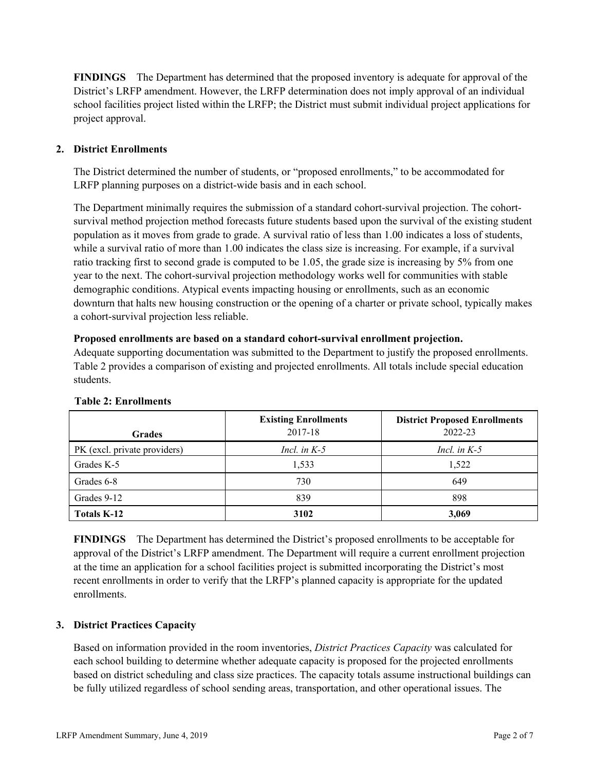**FINDINGS** The Department has determined that the proposed inventory is adequate for approval of the District's LRFP amendment. However, the LRFP determination does not imply approval of an individual school facilities project listed within the LRFP; the District must submit individual project applications for project approval.

## 2. District Enrollments

The District determined the number of students, or "proposed enrollments," to be accommodated for LRFP planning purposes on a district-wide basis and in each school.

The Department minimally requires the submission of a standard cohort-survival projection. The cohort-survival method projection method forecasts future students based upon the survival of the existing student population as it moves from grade to grade. A survival ratio of less than 1.00 indicates a loss of students, while a survival ratio of more than 1.00 indicates the class size is increasing. For example, if a survival ratio tracking first to second grade is computed to be 1.05, the grade size is increasing by 5% from one year to the next. The cohort-survival projection methodology works well for communities with stable demographic conditions. Atypical events impacting housing or enrollments, such as an economic downturn that halts new housing construction or the opening of a charter or private school, typically makes a cohort-survival projection less reliable.

**Proposed enrollments are based on a standard cohort-survival enrollment projection.**
Adequate supporting documentation was submitted to the Department to justify the proposed enrollments. Table 2 provides a comparison of existing and projected enrollments. All totals include special education students.

**Table 2: Enrollments**

| Grades | Existing Enrollments 2017-18 | District Proposed Enrollments 2022-23 |
|---|---|---|
| PK (excl. private providers) | *Incl. in K-5* | *Incl. in K-5* |
| Grades K-5 | 1,533 | 1,522 |
| Grades 6-8 | 730 | 649 |
| Grades 9-12 | 839 | 898 |
| **Totals K-12** | **3102** | **3,069** |

**FINDINGS** The Department has determined the District's proposed enrollments to be acceptable for approval of the District's LRFP amendment. The Department will require a current enrollment projection at the time an application for a school facilities project is submitted incorporating the District's most recent enrollments in order to verify that the LRFP's planned capacity is appropriate for the updated enrollments.

## 3. District Practices Capacity

Based on information provided in the room inventories, *District Practices Capacity* was calculated for each school building to determine whether adequate capacity is proposed for the projected enrollments based on district scheduling and class size practices. The capacity totals assume instructional buildings can be fully utilized regardless of school sending areas, transportation, and other operational issues. The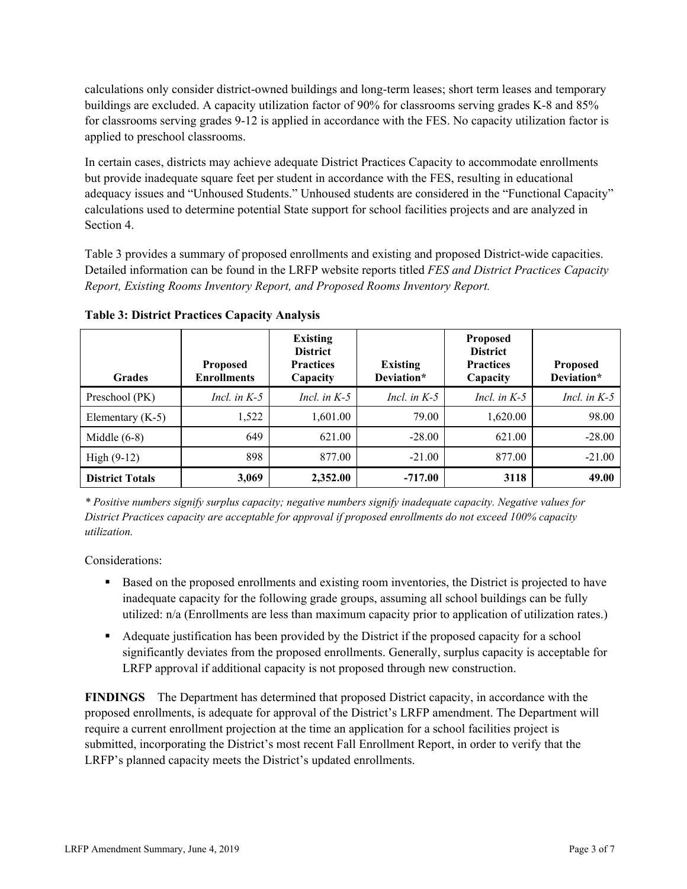calculations only consider district-owned buildings and long-term leases; short term leases and temporary buildings are excluded. A capacity utilization factor of 90% for classrooms serving grades K-8 and 85% for classrooms serving grades 9-12 is applied in accordance with the FES. No capacity utilization factor is applied to preschool classrooms.

In certain cases, districts may achieve adequate District Practices Capacity to accommodate enrollments but provide inadequate square feet per student in accordance with the FES, resulting in educational adequacy issues and "Unhoused Students." Unhoused students are considered in the "Functional Capacity" calculations used to determine potential State support for school facilities projects and are analyzed in Section 4.

Table 3 provides a summary of proposed enrollments and existing and proposed District-wide capacities. Detailed information can be found in the LRFP website reports titled *FES and District Practices Capacity Report, Existing Rooms Inventory Report, and Proposed Rooms Inventory Report.*

**Table 3: District Practices Capacity Analysis**

| Grades | Proposed Enrollments | Existing District Practices Capacity | Existing Deviation* | Proposed District Practices Capacity | Proposed Deviation* |
|---|---|---|---|---|---|
| Preschool (PK) | *Incl. in K-5* | *Incl. in K-5* | *Incl. in K-5* | *Incl. in K-5* | *Incl. in K-5* |
| Elementary (K-5) | 1,522 | 1,601.00 | 79.00 | 1,620.00 | 98.00 |
| Middle (6-8) | 649 | 621.00 | -28.00 | 621.00 | -28.00 |
| High (9-12) | 898 | 877.00 | -21.00 | 877.00 | -21.00 |
| **District Totals** | **3,069** | **2,352.00** | **-717.00** | **3118** | **49.00** |

*\* Positive numbers signify surplus capacity; negative numbers signify inadequate capacity. Negative values for District Practices capacity are acceptable for approval if proposed enrollments do not exceed 100% capacity utilization.*

Considerations:

- Based on the proposed enrollments and existing room inventories, the District is projected to have inadequate capacity for the following grade groups, assuming all school buildings can be fully utilized: n/a (Enrollments are less than maximum capacity prior to application of utilization rates.)
- Adequate justification has been provided by the District if the proposed capacity for a school significantly deviates from the proposed enrollments. Generally, surplus capacity is acceptable for LRFP approval if additional capacity is not proposed through new construction.

**FINDINGS** The Department has determined that proposed District capacity, in accordance with the proposed enrollments, is adequate for approval of the District's LRFP amendment. The Department will require a current enrollment projection at the time an application for a school facilities project is submitted, incorporating the District's most recent Fall Enrollment Report, in order to verify that the LRFP's planned capacity meets the District's updated enrollments.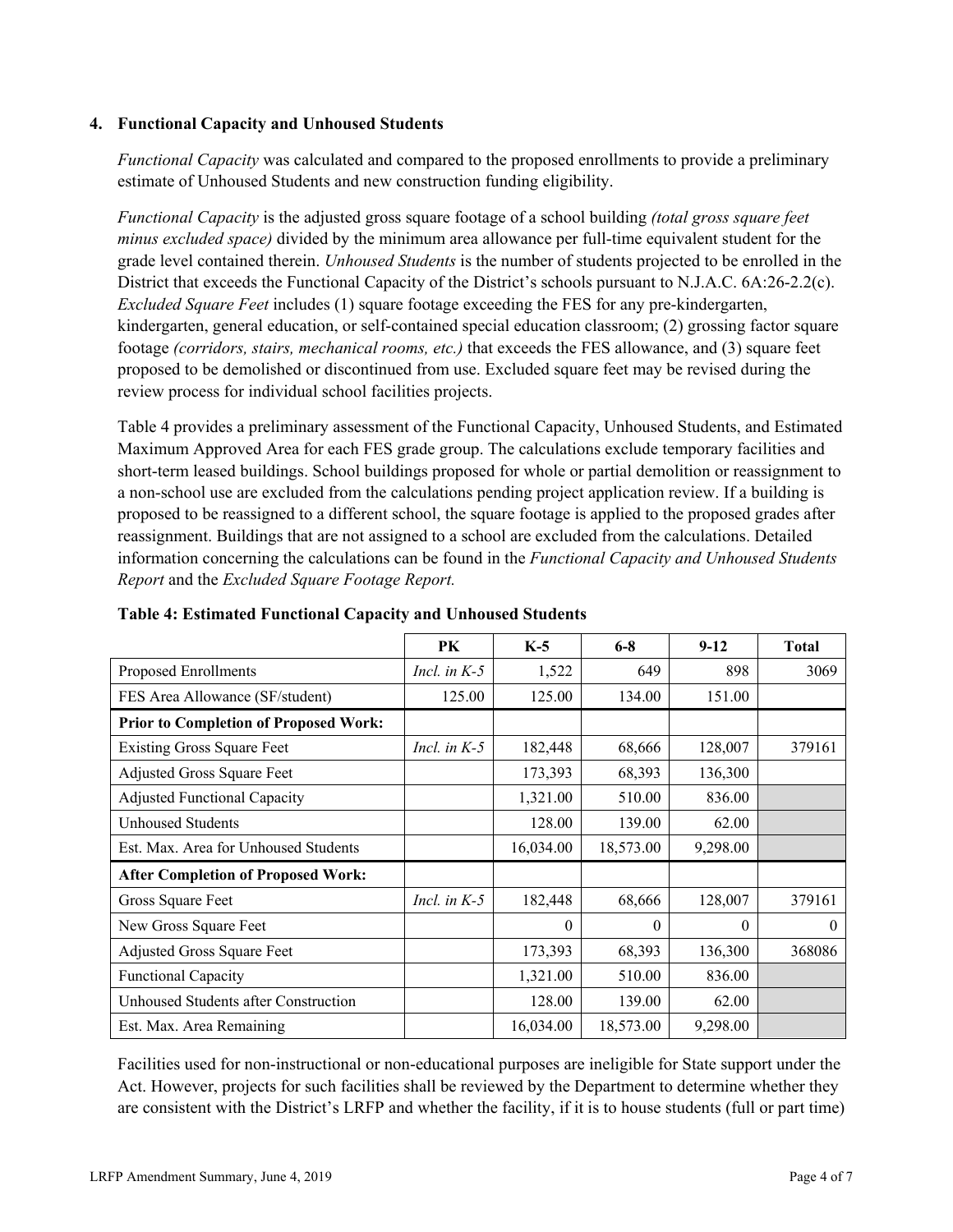### 4. Functional Capacity and Unhoused Students

*Functional Capacity* was calculated and compared to the proposed enrollments to provide a preliminary estimate of Unhoused Students and new construction funding eligibility.

*Functional Capacity* is the adjusted gross square footage of a school building *(total gross square feet minus excluded space)* divided by the minimum area allowance per full-time equivalent student for the grade level contained therein. *Unhoused Students* is the number of students projected to be enrolled in the District that exceeds the Functional Capacity of the District's schools pursuant to N.J.A.C. 6A:26-2.2(c). *Excluded Square Feet* includes (1) square footage exceeding the FES for any pre-kindergarten, kindergarten, general education, or self-contained special education classroom; (2) grossing factor square footage *(corridors, stairs, mechanical rooms, etc.)* that exceeds the FES allowance, and (3) square feet proposed to be demolished or discontinued from use. Excluded square feet may be revised during the review process for individual school facilities projects.

Table 4 provides a preliminary assessment of the Functional Capacity, Unhoused Students, and Estimated Maximum Approved Area for each FES grade group. The calculations exclude temporary facilities and short-term leased buildings. School buildings proposed for whole or partial demolition or reassignment to a non-school use are excluded from the calculations pending project application review. If a building is proposed to be reassigned to a different school, the square footage is applied to the proposed grades after reassignment. Buildings that are not assigned to a school are excluded from the calculations. Detailed information concerning the calculations can be found in the *Functional Capacity and Unhoused Students Report* and the *Excluded Square Footage Report.*

**Table 4: Estimated Functional Capacity and Unhoused Students**

| | PK | K-5 | 6-8 | 9-12 | Total |
|---|---|---|---|---|---|
| Proposed Enrollments | *Incl. in K-5* | 1,522 | 649 | 898 | 3069 |
| FES Area Allowance (SF/student) | 125.00 | 125.00 | 134.00 | 151.00 | |
| **Prior to Completion of Proposed Work:** | | | | | |
| Existing Gross Square Feet | *Incl. in K-5* | 182,448 | 68,666 | 128,007 | 379161 |
| Adjusted Gross Square Feet | | 173,393 | 68,393 | 136,300 | |
| Adjusted Functional Capacity | | 1,321.00 | 510.00 | 836.00 | |
| Unhoused Students | | 128.00 | 139.00 | 62.00 | |
| Est. Max. Area for Unhoused Students | | 16,034.00 | 18,573.00 | 9,298.00 | |
| **After Completion of Proposed Work:** | | | | | |
| Gross Square Feet | *Incl. in K-5* | 182,448 | 68,666 | 128,007 | 379161 |
| New Gross Square Feet | | 0 | 0 | 0 | 0 |
| Adjusted Gross Square Feet | | 173,393 | 68,393 | 136,300 | 368086 |
| Functional Capacity | | 1,321.00 | 510.00 | 836.00 | |
| Unhoused Students after Construction | | 128.00 | 139.00 | 62.00 | |
| Est. Max. Area Remaining | | 16,034.00 | 18,573.00 | 9,298.00 | |

Facilities used for non-instructional or non-educational purposes are ineligible for State support under the Act. However, projects for such facilities shall be reviewed by the Department to determine whether they are consistent with the District's LRFP and whether the facility, if it is to house students (full or part time)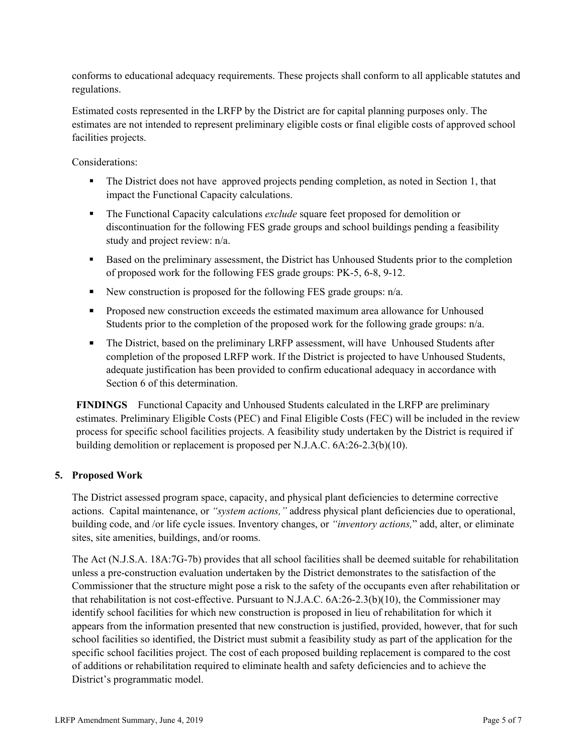conforms to educational adequacy requirements. These projects shall conform to all applicable statutes and regulations.

Estimated costs represented in the LRFP by the District are for capital planning purposes only. The estimates are not intended to represent preliminary eligible costs or final eligible costs of approved school facilities projects.

Considerations:

- The District does not have approved projects pending completion, as noted in Section 1, that impact the Functional Capacity calculations.
- The Functional Capacity calculations *exclude* square feet proposed for demolition or discontinuation for the following FES grade groups and school buildings pending a feasibility study and project review: n/a.
- Based on the preliminary assessment, the District has Unhoused Students prior to the completion of proposed work for the following FES grade groups: PK-5, 6-8, 9-12.
- New construction is proposed for the following FES grade groups: n/a.
- Proposed new construction exceeds the estimated maximum area allowance for Unhoused Students prior to the completion of the proposed work for the following grade groups: n/a.
- The District, based on the preliminary LRFP assessment, will have Unhoused Students after completion of the proposed LRFP work. If the District is projected to have Unhoused Students, adequate justification has been provided to confirm educational adequacy in accordance with Section 6 of this determination.

**FINDINGS** Functional Capacity and Unhoused Students calculated in the LRFP are preliminary estimates. Preliminary Eligible Costs (PEC) and Final Eligible Costs (FEC) will be included in the review process for specific school facilities projects. A feasibility study undertaken by the District is required if building demolition or replacement is proposed per N.J.A.C. 6A:26-2.3(b)(10).

## 5. Proposed Work

The District assessed program space, capacity, and physical plant deficiencies to determine corrective actions. Capital maintenance, or *"system actions,"* address physical plant deficiencies due to operational, building code, and /or life cycle issues. Inventory changes, or *"inventory actions,"* add, alter, or eliminate sites, site amenities, buildings, and/or rooms.

The Act (N.J.S.A. 18A:7G-7b) provides that all school facilities shall be deemed suitable for rehabilitation unless a pre-construction evaluation undertaken by the District demonstrates to the satisfaction of the Commissioner that the structure might pose a risk to the safety of the occupants even after rehabilitation or that rehabilitation is not cost-effective. Pursuant to N.J.A.C. 6A:26-2.3(b)(10), the Commissioner may identify school facilities for which new construction is proposed in lieu of rehabilitation for which it appears from the information presented that new construction is justified, provided, however, that for such school facilities so identified, the District must submit a feasibility study as part of the application for the specific school facilities project. The cost of each proposed building replacement is compared to the cost of additions or rehabilitation required to eliminate health and safety deficiencies and to achieve the District's programmatic model.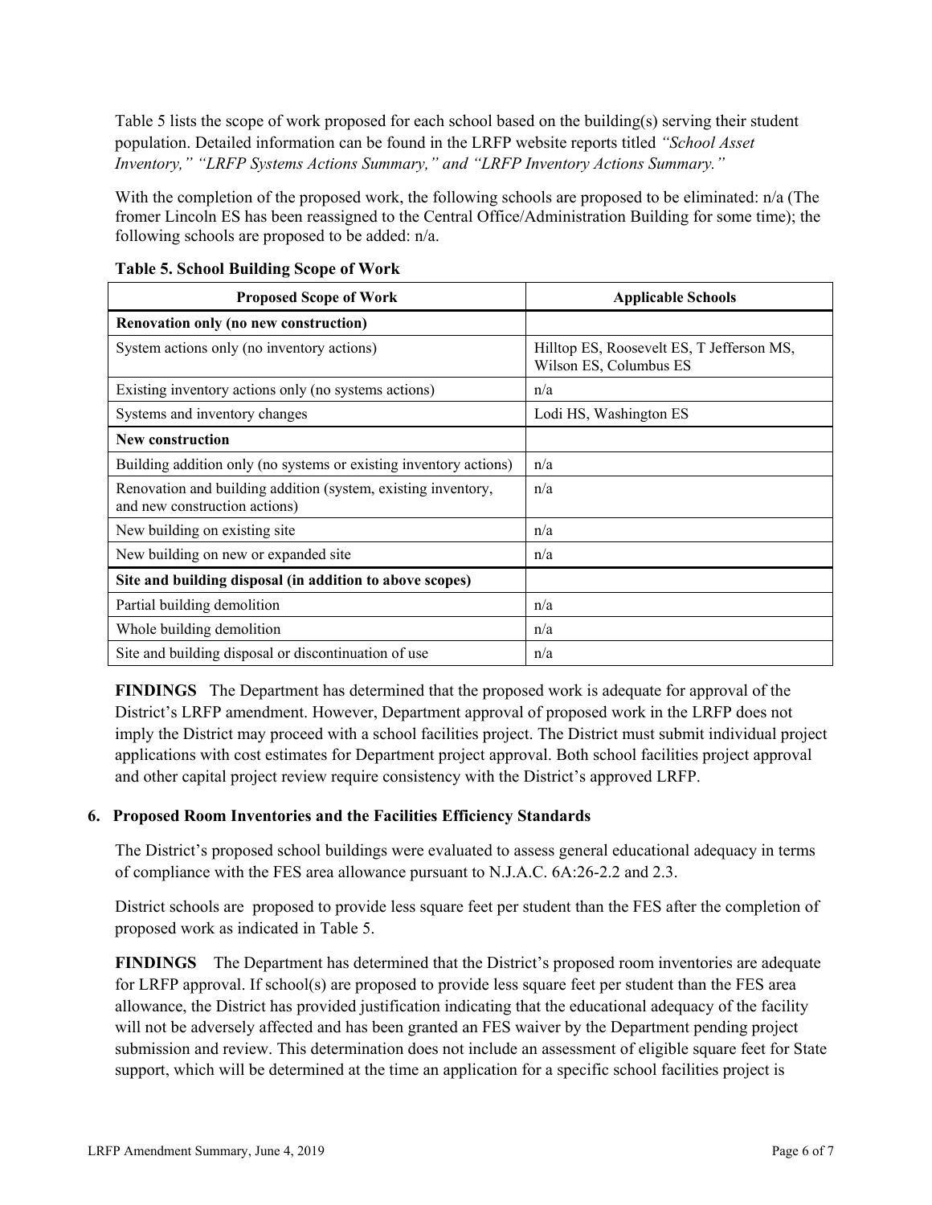Table 5 lists the scope of work proposed for each school based on the building(s) serving their student population. Detailed information can be found in the LRFP website reports titled *"School Asset Inventory," "LRFP Systems Actions Summary," and "LRFP Inventory Actions Summary."*

With the completion of the proposed work, the following schools are proposed to be eliminated: n/a (The fromer Lincoln ES has been reassigned to the Central Office/Administration Building for some time); the following schools are proposed to be added: n/a.

**Table 5. School Building Scope of Work**

| Proposed Scope of Work | Applicable Schools |
|---|---|
| **Renovation only (no new construction)** | |
| System actions only (no inventory actions) | Hilltop ES, Roosevelt ES, T Jefferson MS, Wilson ES, Columbus ES |
| Existing inventory actions only (no systems actions) | n/a |
| Systems and inventory changes | Lodi HS, Washington ES |
| **New construction** | |
| Building addition only (no systems or existing inventory actions) | n/a |
| Renovation and building addition (system, existing inventory, and new construction actions) | n/a |
| New building on existing site | n/a |
| New building on new or expanded site | n/a |
| **Site and building disposal (in addition to above scopes)** | |
| Partial building demolition | n/a |
| Whole building demolition | n/a |
| Site and building disposal or discontinuation of use | n/a |

**FINDINGS** The Department has determined that the proposed work is adequate for approval of the District's LRFP amendment. However, Department approval of proposed work in the LRFP does not imply the District may proceed with a school facilities project. The District must submit individual project applications with cost estimates for Department project approval. Both school facilities project approval and other capital project review require consistency with the District's approved LRFP.

## 6. Proposed Room Inventories and the Facilities Efficiency Standards

The District's proposed school buildings were evaluated to assess general educational adequacy in terms of compliance with the FES area allowance pursuant to N.J.A.C. 6A:26-2.2 and 2.3.

District schools are proposed to provide less square feet per student than the FES after the completion of proposed work as indicated in Table 5.

**FINDINGS** The Department has determined that the District's proposed room inventories are adequate for LRFP approval. If school(s) are proposed to provide less square feet per student than the FES area allowance, the District has provided justification indicating that the educational adequacy of the facility will not be adversely affected and has been granted an FES waiver by the Department pending project submission and review. This determination does not include an assessment of eligible square feet for State support, which will be determined at the time an application for a specific school facilities project is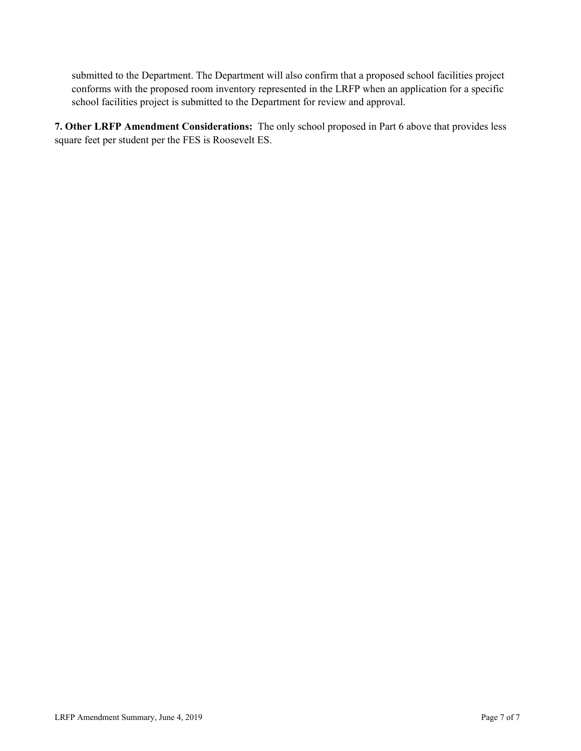submitted to the Department. The Department will also confirm that a proposed school facilities project conforms with the proposed room inventory represented in the LRFP when an application for a specific school facilities project is submitted to the Department for review and approval.

**7. Other LRFP Amendment Considerations:** The only school proposed in Part 6 above that provides less square feet per student per the FES is Roosevelt ES.